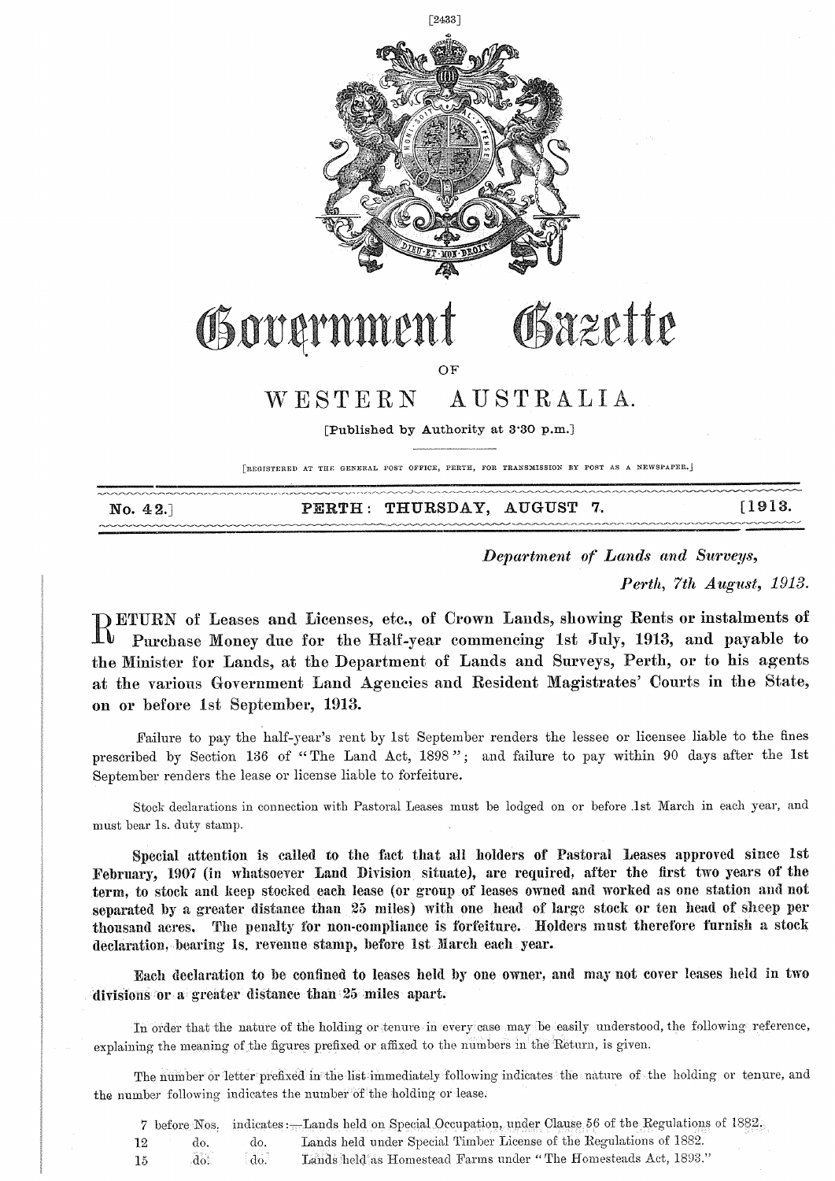# Government Gazette

OF

## WESTERN AUSTRALIA.

[Published by Authority at 3·30 p.m.]

[REGISTERED AT THE GENERAL POST OFFICE, PERTH, FOR TRANSMISSION BY POST AS A NEWSPAPER.]

**No. 42.] PERTH: THURSDAY, AUGUST 7. [1913.**

*Department of Lands and Surveys,*

*Perth, 7th August, 1913.*

**RETURN of Leases and Licenses, etc., of Crown Lands, showing Rents or instalments of Purchase Money due for the Half-year commencing 1st July, 1913, and payable to the Minister for Lands, at the Department of Lands and Surveys, Perth, or to his agents at the various Government Land Agencies and Resident Magistrates' Courts in the State, on or before 1st September, 1913.**

Failure to pay the half-year's rent by 1st September renders the lessee or licensee liable to the fines prescribed by Section 136 of "The Land Act, 1898"; and failure to pay within 90 days after the 1st September renders the lease or license liable to forfeiture.

Stock declarations in connection with Pastoral Leases must be lodged on or before 1st March in each year, and must bear 1s. duty stamp.

**Special attention is called to the fact that all holders of Pastoral Leases approved since 1st February, 1907 (in whatsoever Land Division situate), are required, after the first two years of the term, to stock and keep stocked each lease (or group of leases owned and worked as one station and not separated by a greater distance than 25 miles) with one head of large stock or ten head of sheep per thousand acres. The penalty for non-compliance is forfeiture. Holders must therefore furnish a stock declaration, bearing 1s. revenue stamp, before 1st March each year.**

**Each declaration to be confined to leases held by one owner, and may not cover leases held in two divisions or a greater distance than 25 miles apart.**

In order that the nature of the holding or tenure in every case may be easily understood, the following reference, explaining the meaning of the figures prefixed or affixed to the numbers in the Return, is given.

The number or letter prefixed in the list immediately following indicates the nature of the holding or tenure, and the number following indicates the number of the holding or lease.

| | | | |
|---|---|---|---|
| 7 | before Nos. | indicates:— | Lands held on Special Occupation, under Clause 56 of the Regulations of 1882. |
| 12 | do. | do. | Lands held under Special Timber License of the Regulations of 1882. |
| 15 | do. | do. | Lands held as Homestead Farms under "The Homesteads Act, 1893." |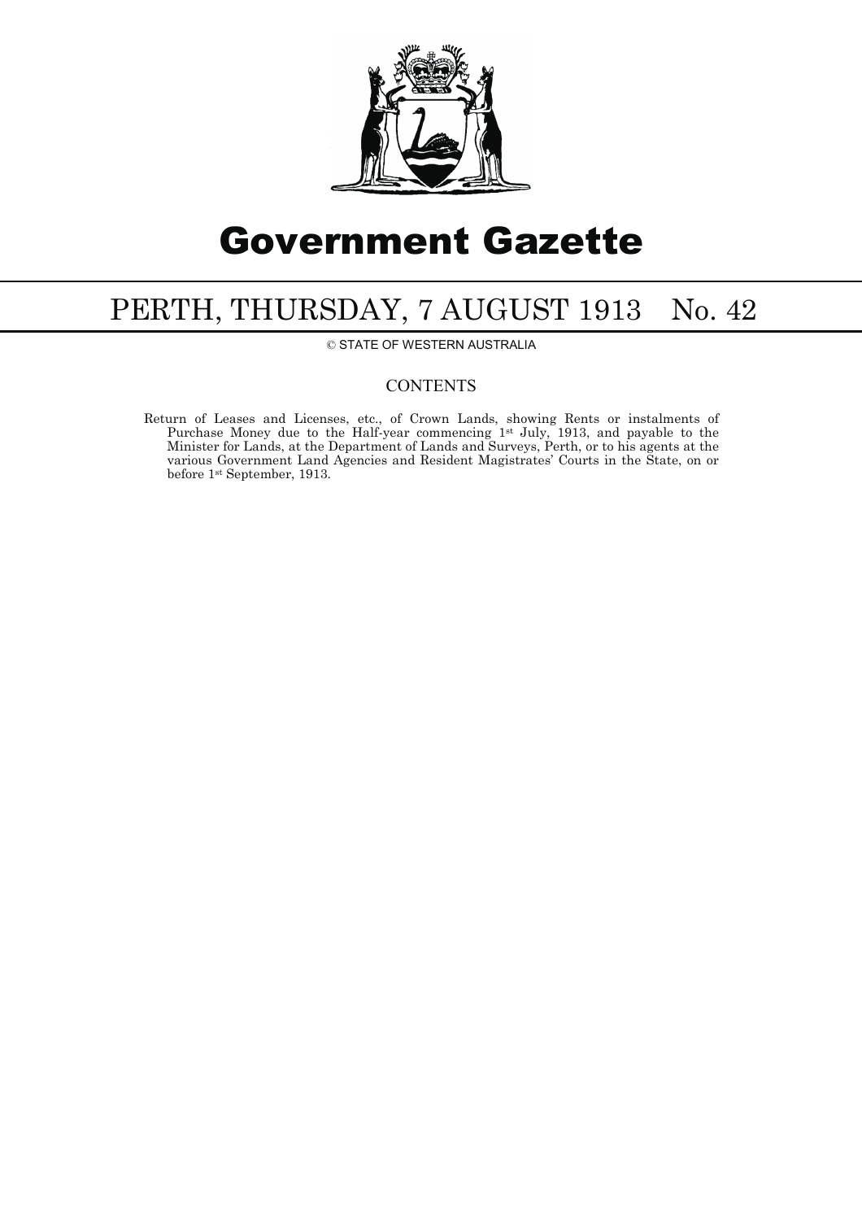# Government Gazette

## PERTH, THURSDAY, 7 AUGUST 1913 No. 42

© STATE OF WESTERN AUSTRALIA

### CONTENTS

Return of Leases and Licenses, etc., of Crown Lands, showing Rents or instalments of Purchase Money due to the Half-year commencing 1st July, 1913, and payable to the Minister for Lands, at the Department of Lands and Surveys, Perth, or to his agents at the various Government Land Agencies and Resident Magistrates' Courts in the State, on or before 1st September, 1913.